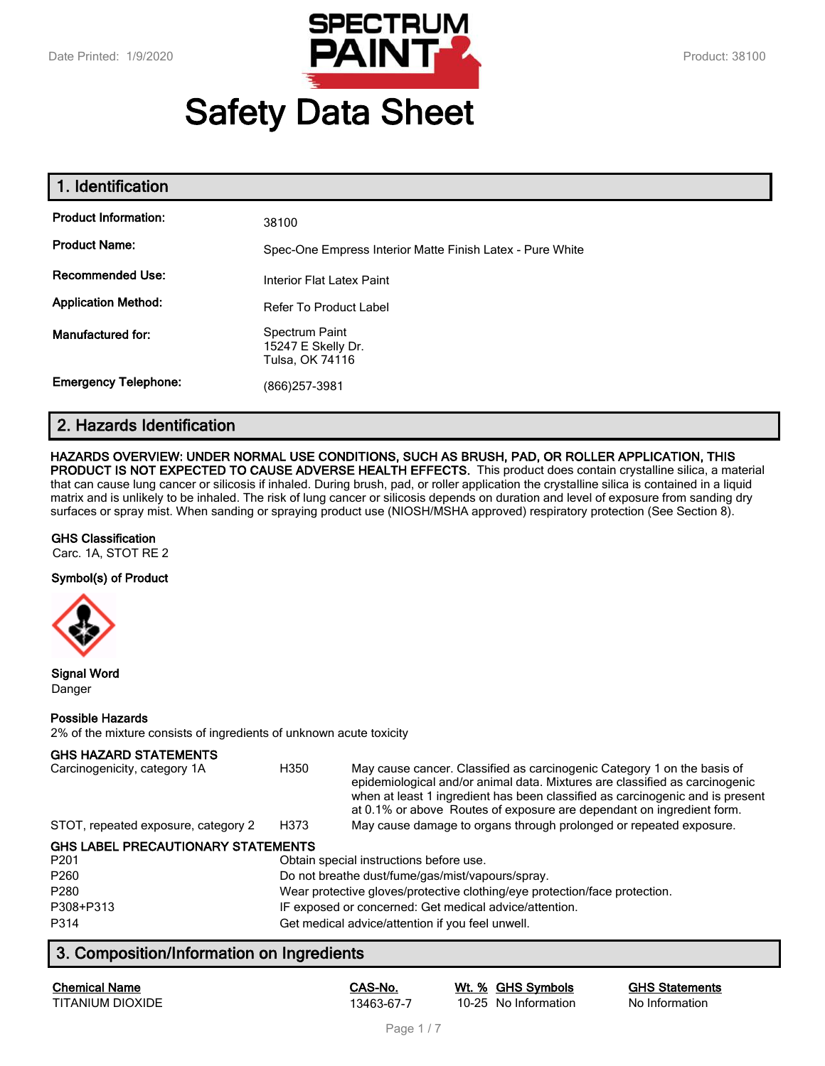Date Printed: 1/9/2020

SPECTRUM PAINT

Product: 38100

# Safety Data Sheet

## 1. Identification

| | |
|---|---|
| **Product Information:** | 38100 |
| **Product Name:** | Spec-One Empress Interior Matte Finish Latex - Pure White |
| **Recommended Use:** | Interior Flat Latex Paint |
| **Application Method:** | Refer To Product Label |
| **Manufactured for:** | Spectrum Paint<br>15247 E Skelly Dr.<br>Tulsa, OK 74116 |
| **Emergency Telephone:** | (866)257-3981 |

## 2. Hazards Identification

**HAZARDS OVERVIEW: UNDER NORMAL USE CONDITIONS, SUCH AS BRUSH, PAD, OR ROLLER APPLICATION, THIS PRODUCT IS NOT EXPECTED TO CAUSE ADVERSE HEALTH EFFECTS.** This product does contain crystalline silica, a material that can cause lung cancer or silicosis if inhaled. During brush, pad, or roller application the crystalline silica is contained in a liquid matrix and is unlikely to be inhaled. The risk of lung cancer or silicosis depends on duration and level of exposure from sanding dry surfaces or spray mist. When sanding or spraying product use (NIOSH/MSHA approved) respiratory protection (See Section 8).

**GHS Classification**

Carc. 1A, STOT RE 2

**Symbol(s) of Product**

**Signal Word**

Danger

**Possible Hazards**

2% of the mixture consists of ingredients of unknown acute toxicity

**GHS HAZARD STATEMENTS**

| | | |
|---|---|---|
| Carcinogenicity, category 1A | H350 | May cause cancer. Classified as carcinogenic Category 1 on the basis of epidemiological and/or animal data. Mixtures are classified as carcinogenic when at least 1 ingredient has been classified as carcinogenic and is present at 0.1% or above Routes of exposure are dependant on ingredient form. |
| STOT, repeated exposure, category 2 | H373 | May cause damage to organs through prolonged or repeated exposure. |

**GHS LABEL PRECAUTIONARY STATEMENTS**

| | |
|---|---|
| P201 | Obtain special instructions before use. |
| P260 | Do not breathe dust/fume/gas/mist/vapours/spray. |
| P280 | Wear protective gloves/protective clothing/eye protection/face protection. |
| P308+P313 | IF exposed or concerned: Get medical advice/attention. |
| P314 | Get medical advice/attention if you feel unwell. |

## 3. Composition/Information on Ingredients

| Chemical Name | CAS-No. | Wt. % | GHS Symbols | GHS Statements |
|---|---|---|---|---|
| TITANIUM DIOXIDE | 13463-67-7 | 10-25 | No Information | No Information |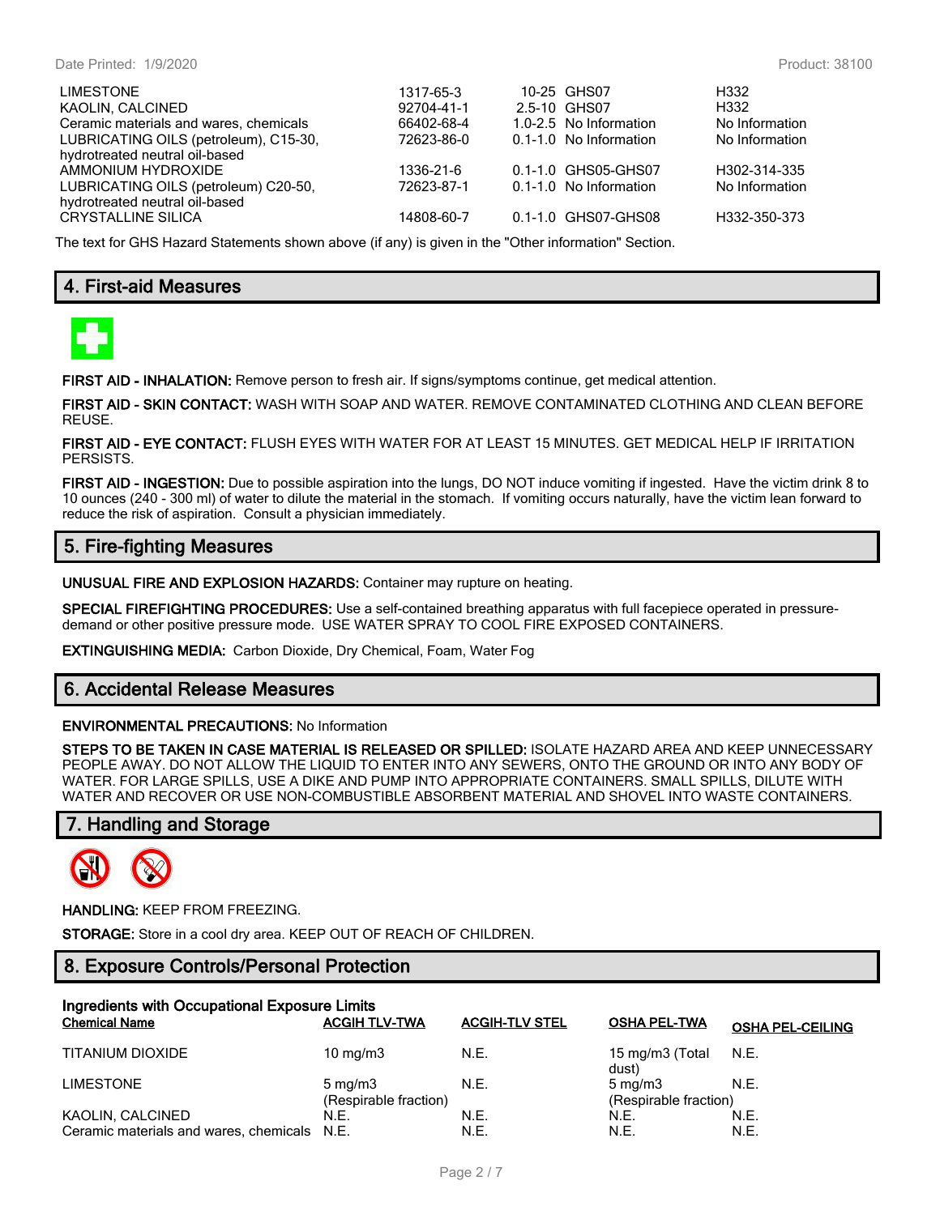| | | | | |
|---|---|---|---|---|
| LIMESTONE | 1317-65-3 | 10-25 | GHS07 | H332 |
| KAOLIN, CALCINED | 92704-41-1 | 2.5-10 | GHS07 | H332 |
| Ceramic materials and wares, chemicals | 66402-68-4 | 1.0-2.5 | No Information | No Information |
| LUBRICATING OILS (petroleum), C15-30, hydrotreated neutral oil-based | 72623-86-0 | 0.1-1.0 | No Information | No Information |
| AMMONIUM HYDROXIDE | 1336-21-6 | 0.1-1.0 | GHS05-GHS07 | H302-314-335 |
| LUBRICATING OILS (petroleum) C20-50, hydrotreated neutral oil-based | 72623-87-1 | 0.1-1.0 | No Information | No Information |
| CRYSTALLINE SILICA | 14808-60-7 | 0.1-1.0 | GHS07-GHS08 | H332-350-373 |

The text for GHS Hazard Statements shown above (if any) is given in the "Other information" Section.

## 4. First-aid Measures

**FIRST AID - INHALATION:** Remove person to fresh air. If signs/symptoms continue, get medical attention.

**FIRST AID - SKIN CONTACT:** WASH WITH SOAP AND WATER. REMOVE CONTAMINATED CLOTHING AND CLEAN BEFORE REUSE.

**FIRST AID - EYE CONTACT:** FLUSH EYES WITH WATER FOR AT LEAST 15 MINUTES. GET MEDICAL HELP IF IRRITATION PERSISTS.

**FIRST AID - INGESTION:** Due to possible aspiration into the lungs, DO NOT induce vomiting if ingested. Have the victim drink 8 to 10 ounces (240 - 300 ml) of water to dilute the material in the stomach. If vomiting occurs naturally, have the victim lean forward to reduce the risk of aspiration. Consult a physician immediately.

## 5. Fire-fighting Measures

**UNUSUAL FIRE AND EXPLOSION HAZARDS:** Container may rupture on heating.

**SPECIAL FIREFIGHTING PROCEDURES:** Use a self-contained breathing apparatus with full facepiece operated in pressure-demand or other positive pressure mode. USE WATER SPRAY TO COOL FIRE EXPOSED CONTAINERS.

**EXTINGUISHING MEDIA:** Carbon Dioxide, Dry Chemical, Foam, Water Fog

## 6. Accidental Release Measures

**ENVIRONMENTAL PRECAUTIONS:** No Information

**STEPS TO BE TAKEN IN CASE MATERIAL IS RELEASED OR SPILLED:** ISOLATE HAZARD AREA AND KEEP UNNECESSARY PEOPLE AWAY. DO NOT ALLOW THE LIQUID TO ENTER INTO ANY SEWERS, ONTO THE GROUND OR INTO ANY BODY OF WATER. FOR LARGE SPILLS, USE A DIKE AND PUMP INTO APPROPRIATE CONTAINERS. SMALL SPILLS, DILUTE WITH WATER AND RECOVER OR USE NON-COMBUSTIBLE ABSORBENT MATERIAL AND SHOVEL INTO WASTE CONTAINERS.

## 7. Handling and Storage

**HANDLING:** KEEP FROM FREEZING.

**STORAGE:** Store in a cool dry area. KEEP OUT OF REACH OF CHILDREN.

## 8. Exposure Controls/Personal Protection

**Ingredients with Occupational Exposure Limits**

| Chemical Name | ACGIH TLV-TWA | ACGIH-TLV STEL | OSHA PEL-TWA | OSHA PEL-CEILING |
|---|---|---|---|---|
| TITANIUM DIOXIDE | 10 mg/m3 | N.E. | 15 mg/m3 (Total dust) | N.E. |
| LIMESTONE | 5 mg/m3 (Respirable fraction) | N.E. | 5 mg/m3 (Respirable fraction) | N.E. |
| KAOLIN, CALCINED | N.E. | N.E. | N.E. | N.E. |
| Ceramic materials and wares, chemicals | N.E. | N.E. | N.E. | N.E. |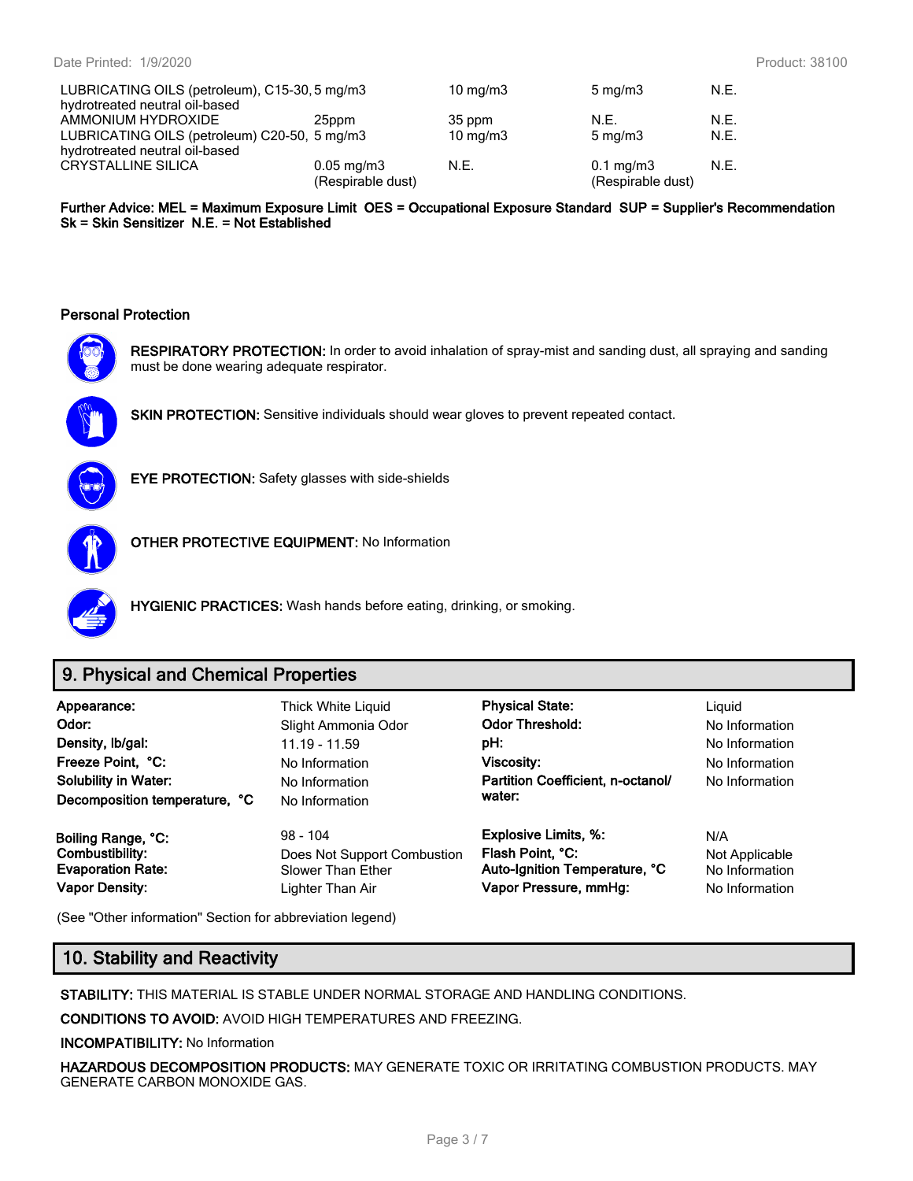| | | | | |
|---|---|---|---|---|
| LUBRICATING OILS (petroleum), C15-30, hydrotreated neutral oil-based | 5 mg/m3 | 10 mg/m3 | 5 mg/m3 | N.E. |
| AMMONIUM HYDROXIDE | 25ppm | 35 ppm | N.E. | N.E. |
| LUBRICATING OILS (petroleum) C20-50, hydrotreated neutral oil-based | 5 mg/m3 | 10 mg/m3 | 5 mg/m3 | N.E. |
| CRYSTALLINE SILICA | 0.05 mg/m3 (Respirable dust) | N.E. | 0.1 mg/m3 (Respirable dust) | N.E. |

**Further Advice: MEL = Maximum Exposure Limit OES = Occupational Exposure Standard SUP = Supplier's Recommendation Sk = Skin Sensitizer N.E. = Not Established**

**Personal Protection**

**RESPIRATORY PROTECTION:** In order to avoid inhalation of spray-mist and sanding dust, all spraying and sanding must be done wearing adequate respirator.

**SKIN PROTECTION:** Sensitive individuals should wear gloves to prevent repeated contact.

**EYE PROTECTION:** Safety glasses with side-shields

**OTHER PROTECTIVE EQUIPMENT:** No Information

**HYGIENIC PRACTICES:** Wash hands before eating, drinking, or smoking.

## 9. Physical and Chemical Properties

| | | | |
|---|---|---|---|
| **Appearance:** | Thick White Liquid | **Physical State:** | Liquid |
| **Odor:** | Slight Ammonia Odor | **Odor Threshold:** | No Information |
| **Density, lb/gal:** | 11.19 - 11.59 | **pH:** | No Information |
| **Freeze Point, °C:** | No Information | **Viscosity:** | No Information |
| **Solubility in Water:** | No Information | **Partition Coefficient, n-octanol/ water:** | No Information |
| **Decomposition temperature, °C** | No Information | | |
| **Boiling Range, °C:** | 98 - 104 | **Explosive Limits, %:** | N/A |
| **Combustibility:** | Does Not Support Combustion | **Flash Point, °C:** | Not Applicable |
| **Evaporation Rate:** | Slower Than Ether | **Auto-Ignition Temperature, °C** | No Information |
| **Vapor Density:** | Lighter Than Air | **Vapor Pressure, mmHg:** | No Information |

(See "Other information" Section for abbreviation legend)

## 10. Stability and Reactivity

**STABILITY:** THIS MATERIAL IS STABLE UNDER NORMAL STORAGE AND HANDLING CONDITIONS.

**CONDITIONS TO AVOID:** AVOID HIGH TEMPERATURES AND FREEZING.

**INCOMPATIBILITY:** No Information

**HAZARDOUS DECOMPOSITION PRODUCTS:** MAY GENERATE TOXIC OR IRRITATING COMBUSTION PRODUCTS. MAY GENERATE CARBON MONOXIDE GAS.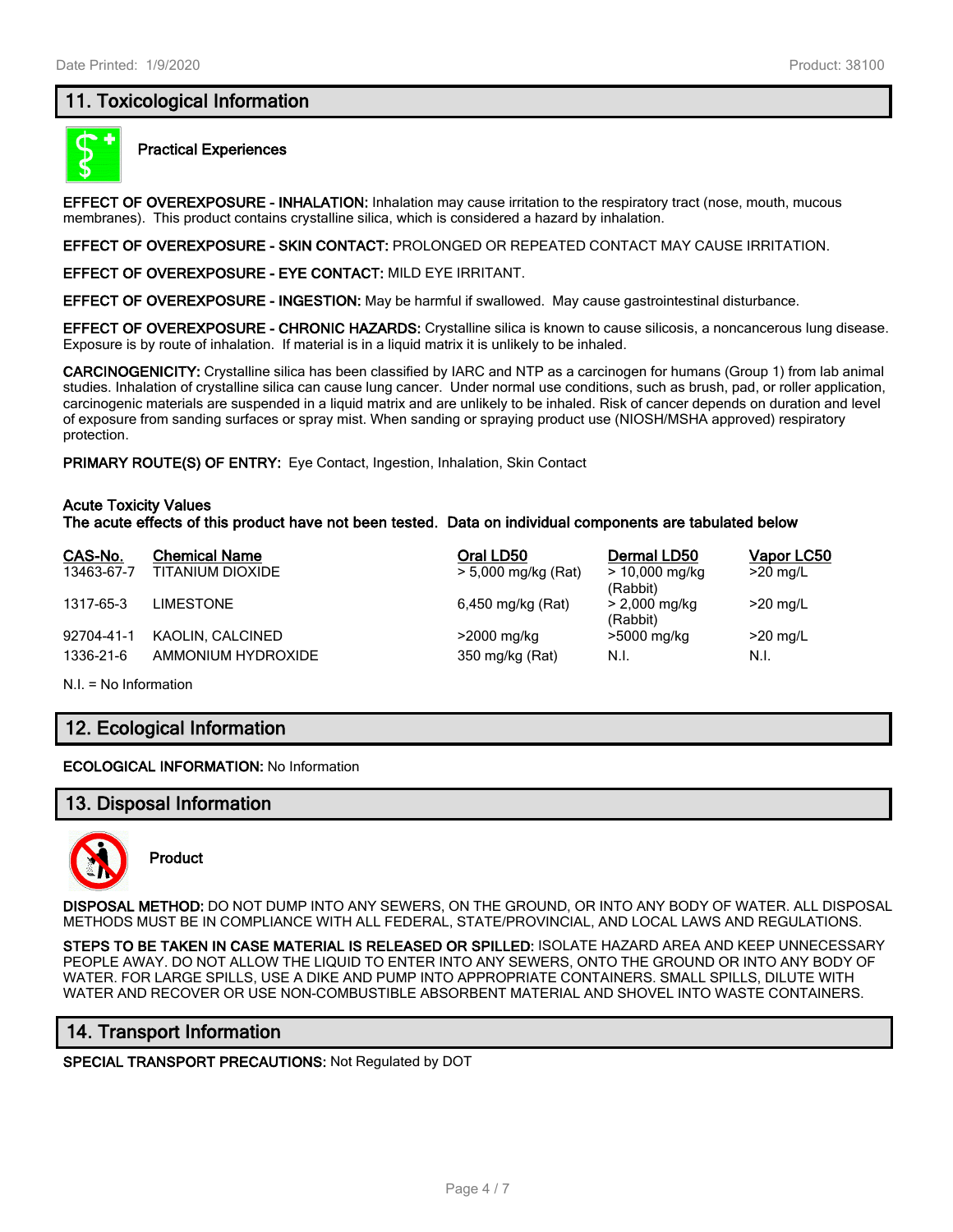## 11. Toxicological Information

### Practical Experiences

**EFFECT OF OVEREXPOSURE - INHALATION:** Inhalation may cause irritation to the respiratory tract (nose, mouth, mucous membranes). This product contains crystalline silica, which is considered a hazard by inhalation.

**EFFECT OF OVEREXPOSURE - SKIN CONTACT:** PROLONGED OR REPEATED CONTACT MAY CAUSE IRRITATION.

**EFFECT OF OVEREXPOSURE - EYE CONTACT:** MILD EYE IRRITANT.

**EFFECT OF OVEREXPOSURE - INGESTION:** May be harmful if swallowed. May cause gastrointestinal disturbance.

**EFFECT OF OVEREXPOSURE - CHRONIC HAZARDS:** Crystalline silica is known to cause silicosis, a noncancerous lung disease. Exposure is by route of inhalation. If material is in a liquid matrix it is unlikely to be inhaled.

**CARCINOGENICITY:** Crystalline silica has been classified by IARC and NTP as a carcinogen for humans (Group 1) from lab animal studies. Inhalation of crystalline silica can cause lung cancer. Under normal use conditions, such as brush, pad, or roller application, carcinogenic materials are suspended in a liquid matrix and are unlikely to be inhaled. Risk of cancer depends on duration and level of exposure from sanding surfaces or spray mist. When sanding or spraying product use (NIOSH/MSHA approved) respiratory protection.

**PRIMARY ROUTE(S) OF ENTRY:** Eye Contact, Ingestion, Inhalation, Skin Contact

**Acute Toxicity Values**
**The acute effects of this product have not been tested. Data on individual components are tabulated below**

| CAS-No. | Chemical Name | Oral LD50 | Dermal LD50 | Vapor LC50 |
|---|---|---|---|---|
| 13463-67-7 | TITANIUM DIOXIDE | > 5,000 mg/kg (Rat) | > 10,000 mg/kg (Rabbit) | >20 mg/L |
| 1317-65-3 | LIMESTONE | 6,450 mg/kg (Rat) | > 2,000 mg/kg (Rabbit) | >20 mg/L |
| 92704-41-1 | KAOLIN, CALCINED | >2000 mg/kg | >5000 mg/kg | >20 mg/L |
| 1336-21-6 | AMMONIUM HYDROXIDE | 350 mg/kg (Rat) | N.I. | N.I. |

N.I. = No Information

## 12. Ecological Information

**ECOLOGICAL INFORMATION:** No Information

## 13. Disposal Information

### Product

**DISPOSAL METHOD:** DO NOT DUMP INTO ANY SEWERS, ON THE GROUND, OR INTO ANY BODY OF WATER. ALL DISPOSAL METHODS MUST BE IN COMPLIANCE WITH ALL FEDERAL, STATE/PROVINCIAL, AND LOCAL LAWS AND REGULATIONS.

**STEPS TO BE TAKEN IN CASE MATERIAL IS RELEASED OR SPILLED:** ISOLATE HAZARD AREA AND KEEP UNNECESSARY PEOPLE AWAY. DO NOT ALLOW THE LIQUID TO ENTER INTO ANY SEWERS, ONTO THE GROUND OR INTO ANY BODY OF WATER. FOR LARGE SPILLS, USE A DIKE AND PUMP INTO APPROPRIATE CONTAINERS. SMALL SPILLS, DILUTE WITH WATER AND RECOVER OR USE NON-COMBUSTIBLE ABSORBENT MATERIAL AND SHOVEL INTO WASTE CONTAINERS.

## 14. Transport Information

**SPECIAL TRANSPORT PRECAUTIONS:** Not Regulated by DOT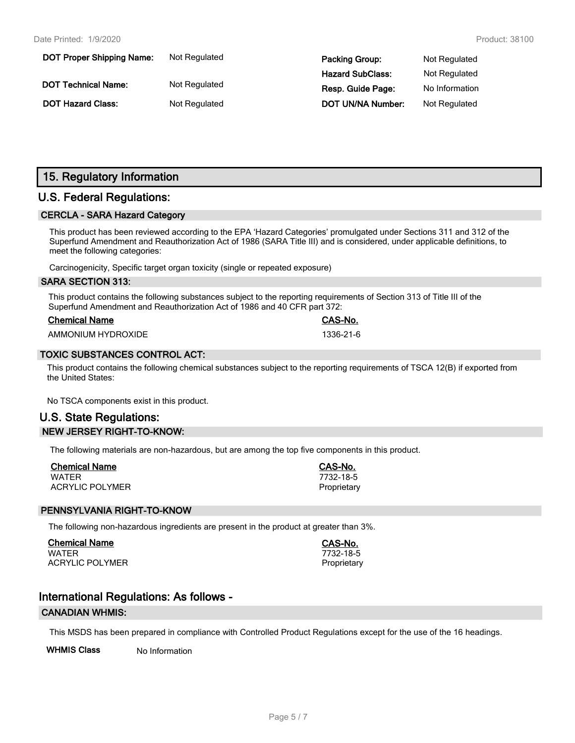| | | | |
|---|---|---|---|
| **DOT Proper Shipping Name:** | Not Regulated | **Packing Group:** | Not Regulated |
| | | **Hazard SubClass:** | Not Regulated |
| **DOT Technical Name:** | Not Regulated | **Resp. Guide Page:** | No Information |
| **DOT Hazard Class:** | Not Regulated | **DOT UN/NA Number:** | Not Regulated |

## 15. Regulatory Information

### U.S. Federal Regulations:

#### CERCLA - SARA Hazard Category

This product has been reviewed according to the EPA 'Hazard Categories' promulgated under Sections 311 and 312 of the Superfund Amendment and Reauthorization Act of 1986 (SARA Title III) and is considered, under applicable definitions, to meet the following categories:

Carcinogenicity, Specific target organ toxicity (single or repeated exposure)

#### SARA SECTION 313:

This product contains the following substances subject to the reporting requirements of Section 313 of Title III of the Superfund Amendment and Reauthorization Act of 1986 and 40 CFR part 372:

| Chemical Name | CAS-No. |
|---|---|
| AMMONIUM HYDROXIDE | 1336-21-6 |

#### TOXIC SUBSTANCES CONTROL ACT:

This product contains the following chemical substances subject to the reporting requirements of TSCA 12(B) if exported from the United States:

No TSCA components exist in this product.

### U.S. State Regulations:

#### NEW JERSEY RIGHT-TO-KNOW:

The following materials are non-hazardous, but are among the top five components in this product.

| Chemical Name | CAS-No. |
|---|---|
| WATER | 7732-18-5 |
| ACRYLIC POLYMER | Proprietary |

#### PENNSYLVANIA RIGHT-TO-KNOW

The following non-hazardous ingredients are present in the product at greater than 3%.

| Chemical Name | CAS-No. |
|---|---|
| WATER | 7732-18-5 |
| ACRYLIC POLYMER | Proprietary |

### International Regulations: As follows -

#### CANADIAN WHMIS:

This MSDS has been prepared in compliance with Controlled Product Regulations except for the use of the 16 headings.

**WHMIS Class** No Information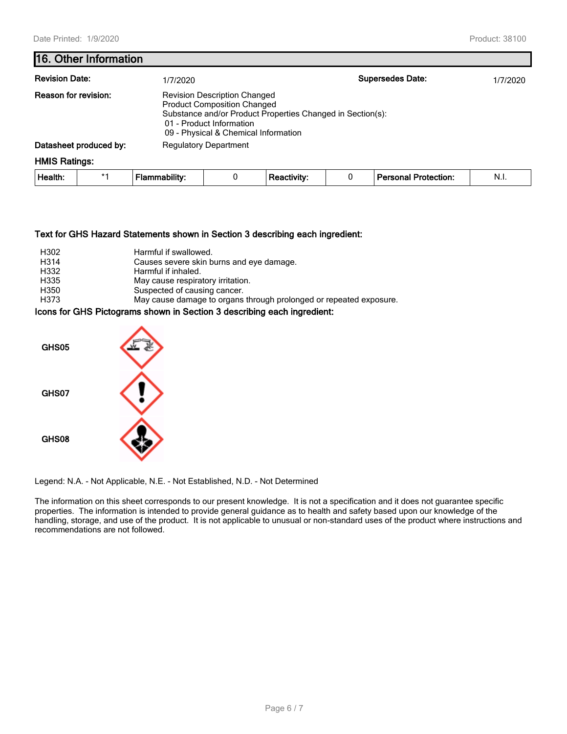## 16. Other Information

**Revision Date:** 1/7/2020 **Supersedes Date:** 1/7/2020

**Reason for revision:** Revision Description Changed
Product Composition Changed
Substance and/or Product Properties Changed in Section(s):
01 - Product Information
09 - Physical & Chemical Information

**Datasheet produced by:** Regulatory Department

**HMIS Ratings:**

| Health: | *1 | Flammability: | 0 | Reactivity: | 0 | Personal Protection: | N.I. |
|---|---|---|---|---|---|---|---|

**Text for GHS Hazard Statements shown in Section 3 describing each ingredient:**

| | |
|---|---|
| H302 | Harmful if swallowed. |
| H314 | Causes severe skin burns and eye damage. |
| H332 | Harmful if inhaled. |
| H335 | May cause respiratory irritation. |
| H350 | Suspected of causing cancer. |
| H373 | May cause damage to organs through prolonged or repeated exposure. |

**Icons for GHS Pictograms shown in Section 3 describing each ingredient:**

GHS05

GHS07

GHS08

Legend: N.A. - Not Applicable, N.E. - Not Established, N.D. - Not Determined

The information on this sheet corresponds to our present knowledge. It is not a specification and it does not guarantee specific properties. The information is intended to provide general guidance as to health and safety based upon our knowledge of the handling, storage, and use of the product. It is not applicable to unusual or non-standard uses of the product where instructions and recommendations are not followed.